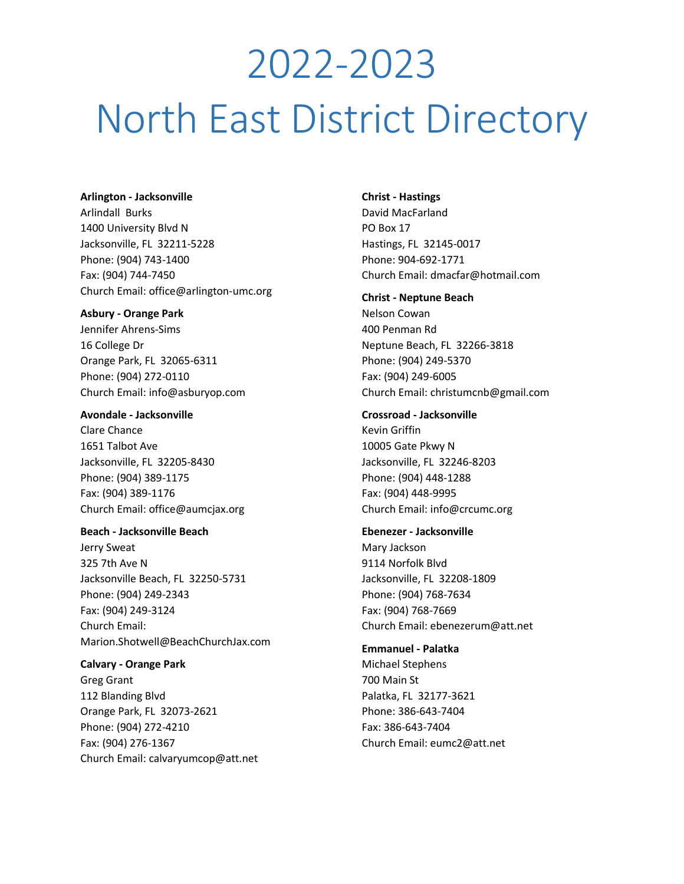# 2022-2023

# North East District Directory

**Arlington - Jacksonville**
Arlindall Burks
1400 University Blvd N
Jacksonville, FL 32211-5228
Phone: (904) 743-1400
Fax: (904) 744-7450
Church Email: office@arlington-umc.org

**Asbury - Orange Park**
Jennifer Ahrens-Sims
16 College Dr
Orange Park, FL 32065-6311
Phone: (904) 272-0110
Church Email: info@asburyop.com

**Avondale - Jacksonville**
Clare Chance
1651 Talbot Ave
Jacksonville, FL 32205-8430
Phone: (904) 389-1175
Fax: (904) 389-1176
Church Email: office@aumcjax.org

**Beach - Jacksonville Beach**
Jerry Sweat
325 7th Ave N
Jacksonville Beach, FL 32250-5731
Phone: (904) 249-2343
Fax: (904) 249-3124
Church Email:
Marion.Shotwell@BeachChurchJax.com

**Calvary - Orange Park**
Greg Grant
112 Blanding Blvd
Orange Park, FL 32073-2621
Phone: (904) 272-4210
Fax: (904) 276-1367
Church Email: calvaryumcop@att.net

**Christ - Hastings**
David MacFarland
PO Box 17
Hastings, FL 32145-0017
Phone: 904-692-1771
Church Email: dmacfar@hotmail.com

**Christ - Neptune Beach**
Nelson Cowan
400 Penman Rd
Neptune Beach, FL 32266-3818
Phone: (904) 249-5370
Fax: (904) 249-6005
Church Email: christumcnb@gmail.com

**Crossroad - Jacksonville**
Kevin Griffin
10005 Gate Pkwy N
Jacksonville, FL 32246-8203
Phone: (904) 448-1288
Fax: (904) 448-9995
Church Email: info@crcumc.org

**Ebenezer - Jacksonville**
Mary Jackson
9114 Norfolk Blvd
Jacksonville, FL 32208-1809
Phone: (904) 768-7634
Fax: (904) 768-7669
Church Email: ebenezerum@att.net

**Emmanuel - Palatka**
Michael Stephens
700 Main St
Palatka, FL 32177-3621
Phone: 386-643-7404
Fax: 386-643-7404
Church Email: eumc2@att.net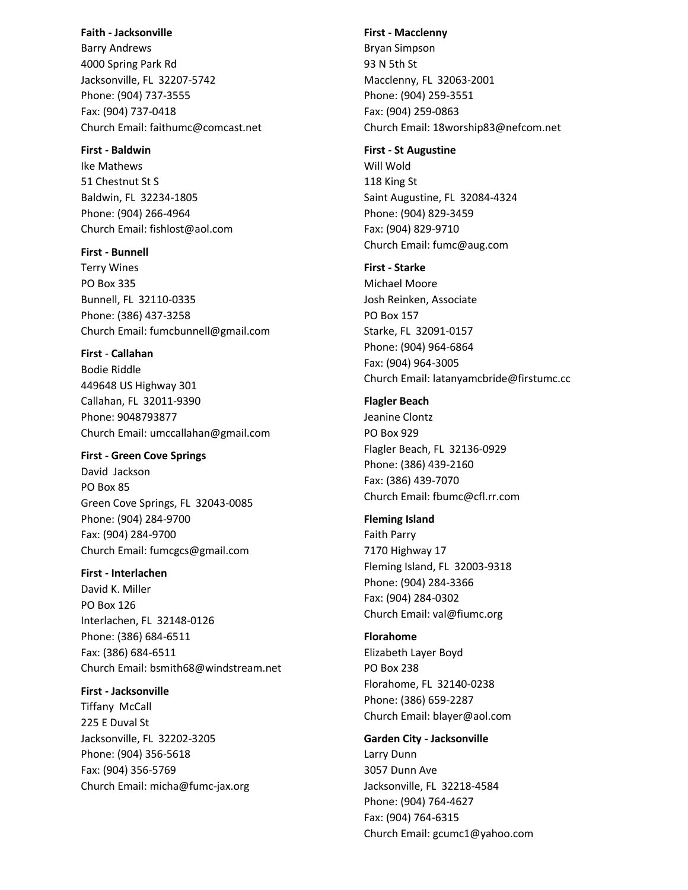**Faith - Jacksonville**
Barry Andrews
4000 Spring Park Rd
Jacksonville, FL  32207-5742
Phone: (904) 737-3555
Fax: (904) 737-0418
Church Email: faithumc@comcast.net

**First - Baldwin**
Ike Mathews
51 Chestnut St S
Baldwin, FL  32234-1805
Phone: (904) 266-4964
Church Email: fishlost@aol.com

**First - Bunnell**
Terry Wines
PO Box 335
Bunnell, FL  32110-0335
Phone: (386) 437-3258
Church Email: fumcbunnell@gmail.com

**First** - **Callahan**
Bodie Riddle
449648 US Highway 301
Callahan, FL  32011-9390
Phone: 9048793877
Church Email: umccallahan@gmail.com

**First - Green Cove Springs**
David  Jackson
PO Box 85
Green Cove Springs, FL  32043-0085
Phone: (904) 284-9700
Fax: (904) 284-9700
Church Email: fumcgcs@gmail.com

**First - Interlachen**
David K. Miller
PO Box 126
Interlachen, FL  32148-0126
Phone: (386) 684-6511
Fax: (386) 684-6511
Church Email: bsmith68@windstream.net

**First - Jacksonville**
Tiffany  McCall
225 E Duval St
Jacksonville, FL  32202-3205
Phone: (904) 356-5618
Fax: (904) 356-5769
Church Email: micha@fumc-jax.org

**First - Macclenny**
Bryan Simpson
93 N 5th St
Macclenny, FL  32063-2001
Phone: (904) 259-3551
Fax: (904) 259-0863
Church Email: 18worship83@nefcom.net

**First - St Augustine**
Will Wold
118 King St
Saint Augustine, FL  32084-4324
Phone: (904) 829-3459
Fax: (904) 829-9710
Church Email: fumc@aug.com

**First - Starke**
Michael Moore
Josh Reinken, Associate
PO Box 157
Starke, FL  32091-0157
Phone: (904) 964-6864
Fax: (904) 964-3005
Church Email: latanyamcbride@firstumc.cc

**Flagler Beach**
Jeanine Clontz
PO Box 929
Flagler Beach, FL  32136-0929
Phone: (386) 439-2160
Fax: (386) 439-7070
Church Email: fbumc@cfl.rr.com

**Fleming Island**
Faith Parry
7170 Highway 17
Fleming Island, FL  32003-9318
Phone: (904) 284-3366
Fax: (904) 284-0302
Church Email: val@fiumc.org

**Florahome**
Elizabeth Layer Boyd
PO Box 238
Florahome, FL  32140-0238
Phone: (386) 659-2287
Church Email: blayer@aol.com

**Garden City - Jacksonville**
Larry Dunn
3057 Dunn Ave
Jacksonville, FL  32218-4584
Phone: (904) 764-4627
Fax: (904) 764-6315
Church Email: gcumc1@yahoo.com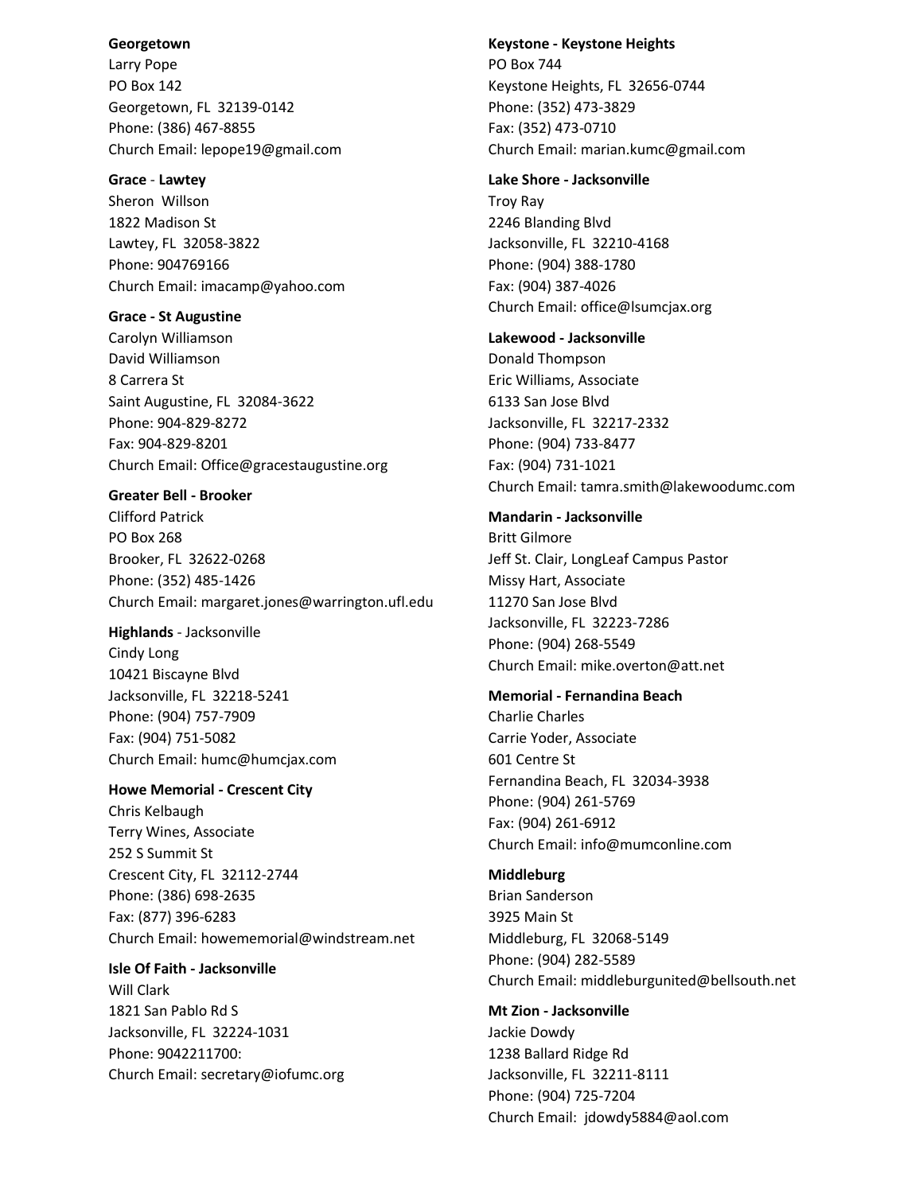**Georgetown**
Larry Pope
PO Box 142
Georgetown, FL 32139-0142
Phone: (386) 467-8855
Church Email: lepope19@gmail.com

**Grace** - **Lawtey**
Sheron Willson
1822 Madison St
Lawtey, FL 32058-3822
Phone: 904769166
Church Email: imacamp@yahoo.com

**Grace - St Augustine**
Carolyn Williamson
David Williamson
8 Carrera St
Saint Augustine, FL 32084-3622
Phone: 904-829-8272
Fax: 904-829-8201
Church Email: Office@gracestaugustine.org

**Greater Bell - Brooker**
Clifford Patrick
PO Box 268
Brooker, FL 32622-0268
Phone: (352) 485-1426
Church Email: margaret.jones@warrington.ufl.edu

**Highlands** - Jacksonville
Cindy Long
10421 Biscayne Blvd
Jacksonville, FL 32218-5241
Phone: (904) 757-7909
Fax: (904) 751-5082
Church Email: humc@humcjax.com

**Howe Memorial - Crescent City**
Chris Kelbaugh
Terry Wines, Associate
252 S Summit St
Crescent City, FL 32112-2744
Phone: (386) 698-2635
Fax: (877) 396-6283
Church Email: howememorial@windstream.net

**Isle Of Faith - Jacksonville**
Will Clark
1821 San Pablo Rd S
Jacksonville, FL 32224-1031
Phone: 9042211700:
Church Email: secretary@iofumc.org

**Keystone - Keystone Heights**
PO Box 744
Keystone Heights, FL 32656-0744
Phone: (352) 473-3829
Fax: (352) 473-0710
Church Email: marian.kumc@gmail.com

**Lake Shore - Jacksonville**
Troy Ray
2246 Blanding Blvd
Jacksonville, FL 32210-4168
Phone: (904) 388-1780
Fax: (904) 387-4026
Church Email: office@lsumcjax.org

**Lakewood - Jacksonville**
Donald Thompson
Eric Williams, Associate
6133 San Jose Blvd
Jacksonville, FL 32217-2332
Phone: (904) 733-8477
Fax: (904) 731-1021
Church Email: tamra.smith@lakewoodumc.com

**Mandarin - Jacksonville**
Britt Gilmore
Jeff St. Clair, LongLeaf Campus Pastor
Missy Hart, Associate
11270 San Jose Blvd
Jacksonville, FL 32223-7286
Phone: (904) 268-5549
Church Email: mike.overton@att.net

**Memorial - Fernandina Beach**
Charlie Charles
Carrie Yoder, Associate
601 Centre St
Fernandina Beach, FL 32034-3938
Phone: (904) 261-5769
Fax: (904) 261-6912
Church Email: info@mumconline.com

**Middleburg**
Brian Sanderson
3925 Main St
Middleburg, FL 32068-5149
Phone: (904) 282-5589
Church Email: middleburgunited@bellsouth.net

**Mt Zion - Jacksonville**
Jackie Dowdy
1238 Ballard Ridge Rd
Jacksonville, FL 32211-8111
Phone: (904) 725-7204
Church Email: jdowdy5884@aol.com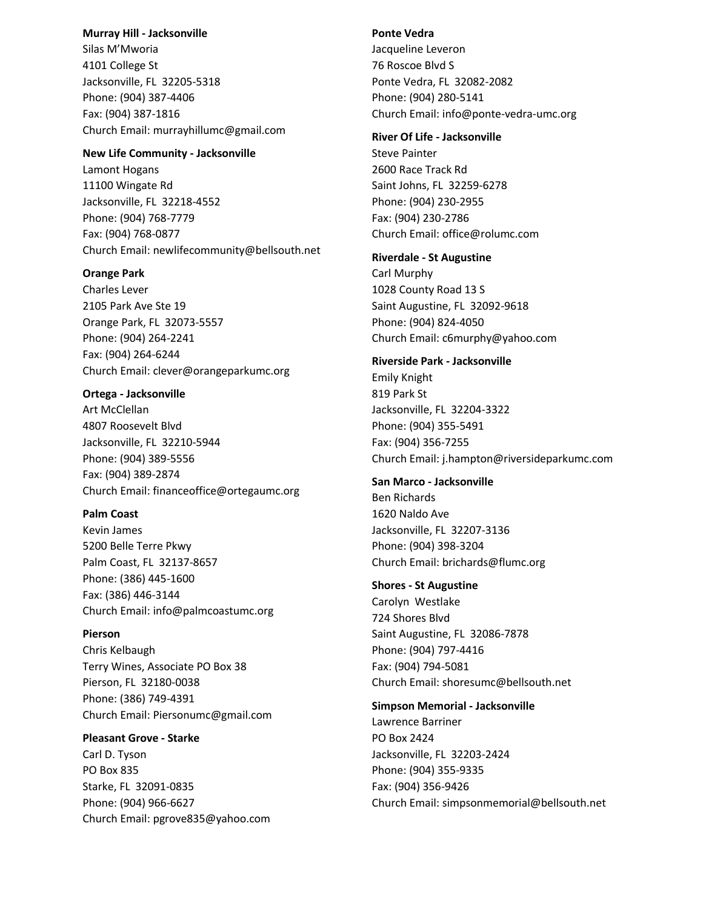**Murray Hill - Jacksonville**
Silas M'Mworia
4101 College St
Jacksonville, FL 32205-5318
Phone: (904) 387-4406
Fax: (904) 387-1816
Church Email: murrayhillumc@gmail.com

**New Life Community - Jacksonville**
Lamont Hogans
11100 Wingate Rd
Jacksonville, FL 32218-4552
Phone: (904) 768-7779
Fax: (904) 768-0877
Church Email: newlifecommunity@bellsouth.net

**Orange Park**
Charles Lever
2105 Park Ave Ste 19
Orange Park, FL 32073-5557
Phone: (904) 264-2241
Fax: (904) 264-6244
Church Email: clever@orangeparkumc.org

**Ortega - Jacksonville**
Art McClellan
4807 Roosevelt Blvd
Jacksonville, FL 32210-5944
Phone: (904) 389-5556
Fax: (904) 389-2874
Church Email: financeoffice@ortegaumc.org

**Palm Coast**
Kevin James
5200 Belle Terre Pkwy
Palm Coast, FL 32137-8657
Phone: (386) 445-1600
Fax: (386) 446-3144
Church Email: info@palmcoastumc.org

**Pierson**
Chris Kelbaugh
Terry Wines, Associate PO Box 38
Pierson, FL 32180-0038
Phone: (386) 749-4391
Church Email: Piersonumc@gmail.com

**Pleasant Grove - Starke**
Carl D. Tyson
PO Box 835
Starke, FL 32091-0835
Phone: (904) 966-6627
Church Email: pgrove835@yahoo.com

**Ponte Vedra**
Jacqueline Leveron
76 Roscoe Blvd S
Ponte Vedra, FL 32082-2082
Phone: (904) 280-5141
Church Email: info@ponte-vedra-umc.org

**River Of Life - Jacksonville**
Steve Painter
2600 Race Track Rd
Saint Johns, FL 32259-6278
Phone: (904) 230-2955
Fax: (904) 230-2786
Church Email: office@rolumc.com

**Riverdale - St Augustine**
Carl Murphy
1028 County Road 13 S
Saint Augustine, FL 32092-9618
Phone: (904) 824-4050
Church Email: c6murphy@yahoo.com

**Riverside Park - Jacksonville**
Emily Knight
819 Park St
Jacksonville, FL 32204-3322
Phone: (904) 355-5491
Fax: (904) 356-7255
Church Email: j.hampton@riversideparkumc.com

**San Marco - Jacksonville**
Ben Richards
1620 Naldo Ave
Jacksonville, FL 32207-3136
Phone: (904) 398-3204
Church Email: brichards@flumc.org

**Shores - St Augustine**
Carolyn Westlake
724 Shores Blvd
Saint Augustine, FL 32086-7878
Phone: (904) 797-4416
Fax: (904) 794-5081
Church Email: shoresumc@bellsouth.net

**Simpson Memorial - Jacksonville**
Lawrence Barriner
PO Box 2424
Jacksonville, FL 32203-2424
Phone: (904) 355-9335
Fax: (904) 356-9426
Church Email: simpsonmemorial@bellsouth.net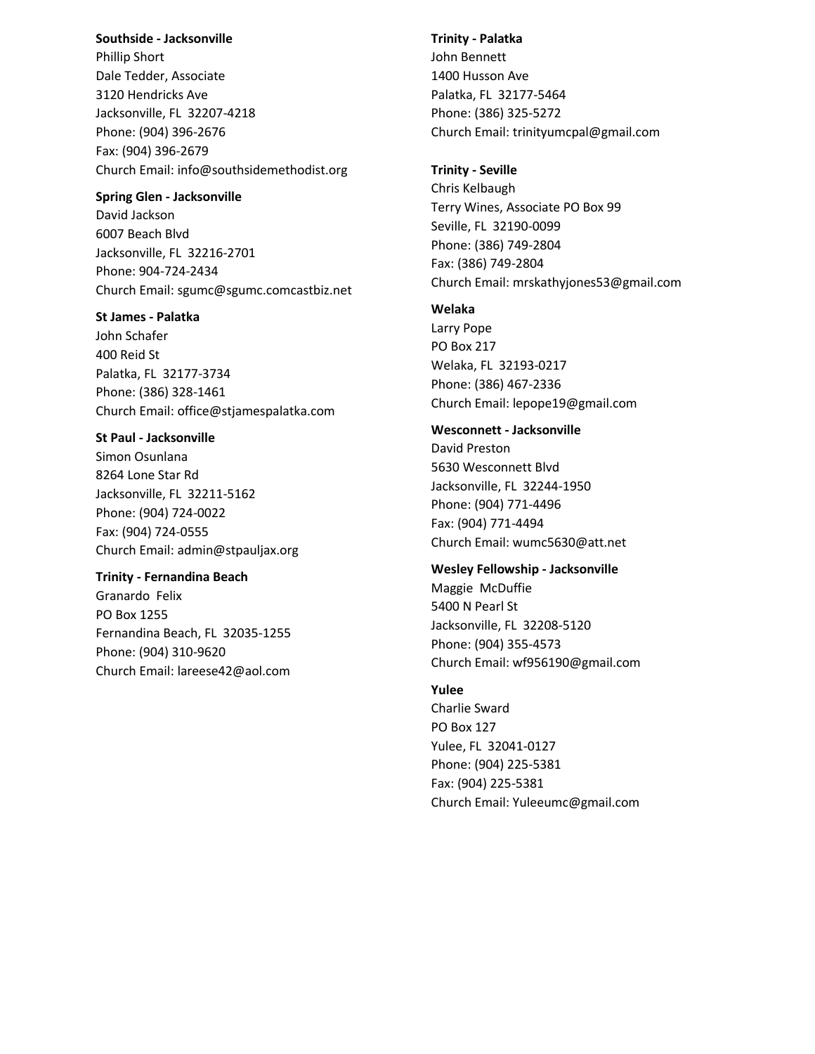**Southside - Jacksonville**
Phillip Short
Dale Tedder, Associate
3120 Hendricks Ave
Jacksonville, FL 32207-4218
Phone: (904) 396-2676
Fax: (904) 396-2679
Church Email: info@southsidemethodist.org

**Spring Glen - Jacksonville**
David Jackson
6007 Beach Blvd
Jacksonville, FL 32216-2701
Phone: 904-724-2434
Church Email: sgumc@sgumc.comcastbiz.net

**St James - Palatka**
John Schafer
400 Reid St
Palatka, FL 32177-3734
Phone: (386) 328-1461
Church Email: office@stjamespalatka.com

**St Paul - Jacksonville**
Simon Osunlana
8264 Lone Star Rd
Jacksonville, FL 32211-5162
Phone: (904) 724-0022
Fax: (904) 724-0555
Church Email: admin@stpauljax.org

**Trinity - Fernandina Beach**
Granardo Felix
PO Box 1255
Fernandina Beach, FL 32035-1255
Phone: (904) 310-9620
Church Email: lareese42@aol.com

**Trinity - Palatka**
John Bennett
1400 Husson Ave
Palatka, FL 32177-5464
Phone: (386) 325-5272
Church Email: trinityumcpal@gmail.com

**Trinity - Seville**
Chris Kelbaugh
Terry Wines, Associate PO Box 99
Seville, FL 32190-0099
Phone: (386) 749-2804
Fax: (386) 749-2804
Church Email: mrskathyjones53@gmail.com

**Welaka**
Larry Pope
PO Box 217
Welaka, FL 32193-0217
Phone: (386) 467-2336
Church Email: lepope19@gmail.com

**Wesconnett - Jacksonville**
David Preston
5630 Wesconnett Blvd
Jacksonville, FL 32244-1950
Phone: (904) 771-4496
Fax: (904) 771-4494
Church Email: wumc5630@att.net

**Wesley Fellowship - Jacksonville**
Maggie McDuffie
5400 N Pearl St
Jacksonville, FL 32208-5120
Phone: (904) 355-4573
Church Email: wf956190@gmail.com

**Yulee**
Charlie Sward
PO Box 127
Yulee, FL 32041-0127
Phone: (904) 225-5381
Fax: (904) 225-5381
Church Email: Yuleeumc@gmail.com